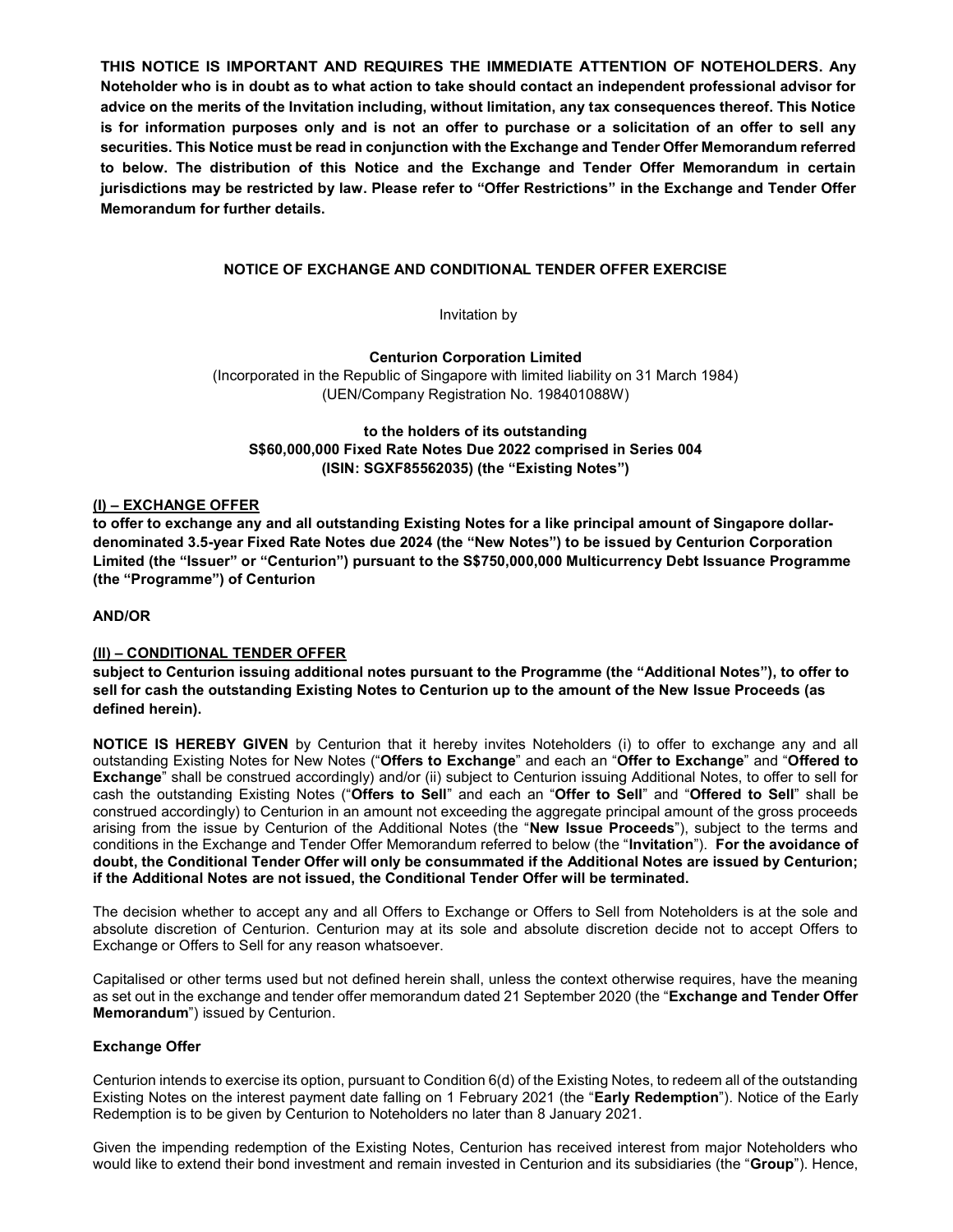**THIS NOTICE IS IMPORTANT AND REQUIRES THE IMMEDIATE ATTENTION OF NOTEHOLDERS. Any Noteholder who is in doubt as to what action to take should contact an independent professional advisor for advice on the merits of the Invitation including, without limitation, any tax consequences thereof. This Notice is for information purposes only and is not an offer to purchase or a solicitation of an offer to sell any securities. This Notice must be read in conjunction with the Exchange and Tender Offer Memorandum referred to below. The distribution of this Notice and the Exchange and Tender Offer Memorandum in certain jurisdictions may be restricted by law. Please refer to "Offer Restrictions" in the Exchange and Tender Offer Memorandum for further details.**

# NOTICE OF EXCHANGE AND CONDITIONAL TENDER OFFER EXERCISE

Invitation by

**Centurion Corporation Limited**

(Incorporated in the Republic of Singapore with limited liability on 31 March 1984)

(UEN/Company Registration No. 198401088W)

**to the holders of its outstanding**
**S$60,000,000 Fixed Rate Notes Due 2022 comprised in Series 004**
**(ISIN: SGXF85562035) (the "Existing Notes")**

## (I) – EXCHANGE OFFER

**to offer to exchange any and all outstanding Existing Notes for a like principal amount of Singapore dollar-denominated 3.5-year Fixed Rate Notes due 2024 (the "New Notes") to be issued by Centurion Corporation Limited (the "Issuer" or "Centurion") pursuant to the S$750,000,000 Multicurrency Debt Issuance Programme (the "Programme") of Centurion**

**AND/OR**

## (II) – CONDITIONAL TENDER OFFER

**subject to Centurion issuing additional notes pursuant to the Programme (the "Additional Notes"), to offer to sell for cash the outstanding Existing Notes to Centurion up to the amount of the New Issue Proceeds (as defined herein).**

**NOTICE IS HEREBY GIVEN** by Centurion that it hereby invites Noteholders (i) to offer to exchange any and all outstanding Existing Notes for New Notes ("**Offers to Exchange**" and each an "**Offer to Exchange**" and "**Offered to Exchange**" shall be construed accordingly) and/or (ii) subject to Centurion issuing Additional Notes, to offer to sell for cash the outstanding Existing Notes ("**Offers to Sell**" and each an "**Offer to Sell**" and "**Offered to Sell**" shall be construed accordingly) to Centurion in an amount not exceeding the aggregate principal amount of the gross proceeds arising from the issue by Centurion of the Additional Notes (the "**New Issue Proceeds**"), subject to the terms and conditions in the Exchange and Tender Offer Memorandum referred to below (the "**Invitation**"). **For the avoidance of doubt, the Conditional Tender Offer will only be consummated if the Additional Notes are issued by Centurion; if the Additional Notes are not issued, the Conditional Tender Offer will be terminated.**

The decision whether to accept any and all Offers to Exchange or Offers to Sell from Noteholders is at the sole and absolute discretion of Centurion. Centurion may at its sole and absolute discretion decide not to accept Offers to Exchange or Offers to Sell for any reason whatsoever.

Capitalised or other terms used but not defined herein shall, unless the context otherwise requires, have the meaning as set out in the exchange and tender offer memorandum dated 21 September 2020 (the "**Exchange and Tender Offer Memorandum**") issued by Centurion.

### Exchange Offer

Centurion intends to exercise its option, pursuant to Condition 6(d) of the Existing Notes, to redeem all of the outstanding Existing Notes on the interest payment date falling on 1 February 2021 (the "**Early Redemption**"). Notice of the Early Redemption is to be given by Centurion to Noteholders no later than 8 January 2021.

Given the impending redemption of the Existing Notes, Centurion has received interest from major Noteholders who would like to extend their bond investment and remain invested in Centurion and its subsidiaries (the "**Group**"). Hence,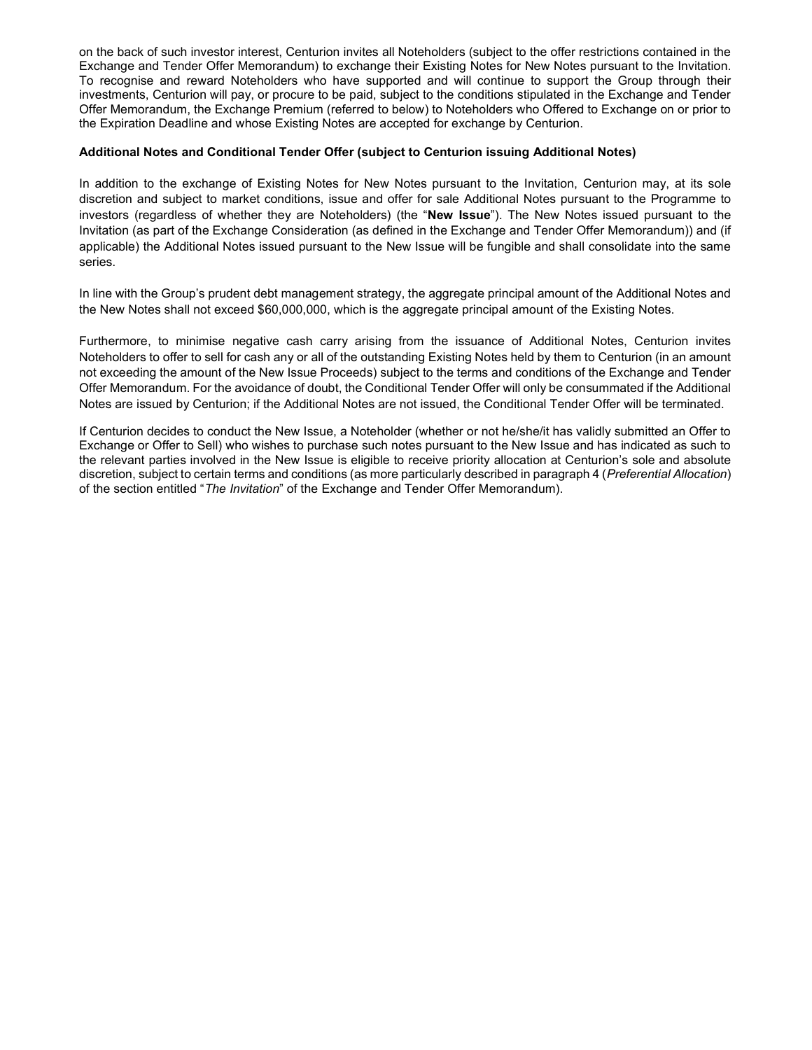on the back of such investor interest, Centurion invites all Noteholders (subject to the offer restrictions contained in the Exchange and Tender Offer Memorandum) to exchange their Existing Notes for New Notes pursuant to the Invitation. To recognise and reward Noteholders who have supported and will continue to support the Group through their investments, Centurion will pay, or procure to be paid, subject to the conditions stipulated in the Exchange and Tender Offer Memorandum, the Exchange Premium (referred to below) to Noteholders who Offered to Exchange on or prior to the Expiration Deadline and whose Existing Notes are accepted for exchange by Centurion.

**Additional Notes and Conditional Tender Offer (subject to Centurion issuing Additional Notes)**

In addition to the exchange of Existing Notes for New Notes pursuant to the Invitation, Centurion may, at its sole discretion and subject to market conditions, issue and offer for sale Additional Notes pursuant to the Programme to investors (regardless of whether they are Noteholders) (the "**New Issue**"). The New Notes issued pursuant to the Invitation (as part of the Exchange Consideration (as defined in the Exchange and Tender Offer Memorandum)) and (if applicable) the Additional Notes issued pursuant to the New Issue will be fungible and shall consolidate into the same series.

In line with the Group's prudent debt management strategy, the aggregate principal amount of the Additional Notes and the New Notes shall not exceed $60,000,000, which is the aggregate principal amount of the Existing Notes.

Furthermore, to minimise negative cash carry arising from the issuance of Additional Notes, Centurion invites Noteholders to offer to sell for cash any or all of the outstanding Existing Notes held by them to Centurion (in an amount not exceeding the amount of the New Issue Proceeds) subject to the terms and conditions of the Exchange and Tender Offer Memorandum. For the avoidance of doubt, the Conditional Tender Offer will only be consummated if the Additional Notes are issued by Centurion; if the Additional Notes are not issued, the Conditional Tender Offer will be terminated.

If Centurion decides to conduct the New Issue, a Noteholder (whether or not he/she/it has validly submitted an Offer to Exchange or Offer to Sell) who wishes to purchase such notes pursuant to the New Issue and has indicated as such to the relevant parties involved in the New Issue is eligible to receive priority allocation at Centurion's sole and absolute discretion, subject to certain terms and conditions (as more particularly described in paragraph 4 (*Preferential Allocation*) of the section entitled "*The Invitation*" of the Exchange and Tender Offer Memorandum).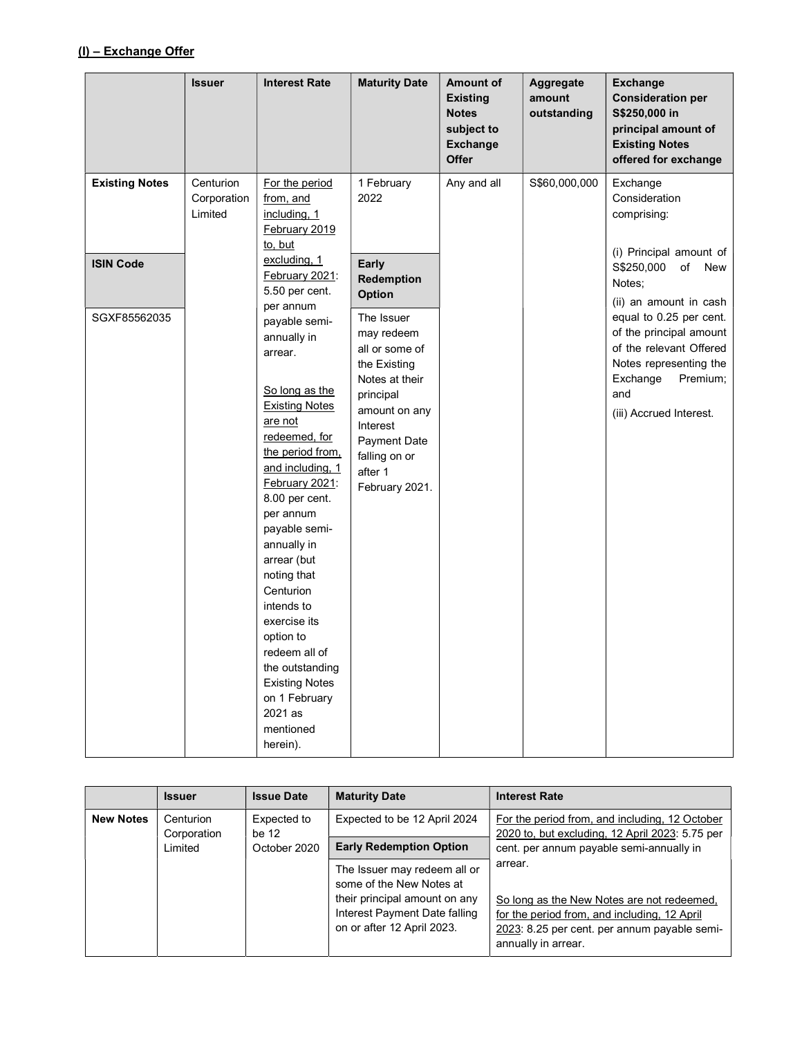**(I) – Exchange Offer**

| | Issuer | Interest Rate | Maturity Date | Amount of Existing Notes subject to Exchange Offer | Aggregate amount outstanding | Exchange Consideration per S$250,000 in principal amount of Existing Notes offered for exchange |
|---|---|---|---|---|---|---|
| **Existing Notes** | Centurion Corporation Limited | For the period from, and including, 1 February 2019 to, but excluding, 1 February 2021: 5.50 per cent. per annum payable semi-annually in arrear.<br><br>So long as the Existing Notes are not redeemed, for the period from, and including, 1 February 2021: 8.00 per cent. per annum payable semi-annually in arrear (but noting that Centurion intends to exercise its option to redeem all of the outstanding Existing Notes on 1 February 2021 as mentioned herein). | 1 February 2022 | Any and all | S$60,000,000 | Exchange Consideration comprising:<br><br>(i) Principal amount of S$250,000 of New Notes;<br>(ii) an amount in cash equal to 0.25 per cent. of the principal amount of the relevant Offered Notes representing the Exchange Premium; and<br>(iii) Accrued Interest. |
| **ISIN Code** | | | **Early Redemption Option** | | | |
| SGXF85562035 | | | The Issuer may redeem all or some of the Existing Notes at their principal amount on any Interest Payment Date falling on or after 1 February 2021. | | | |

| | Issuer | Issue Date | Maturity Date | Interest Rate |
|---|---|---|---|---|
| **New Notes** | Centurion Corporation Limited | Expected to be 12 October 2020 | Expected to be 12 April 2024 | For the period from, and including, 12 October 2020 to, but excluding, 12 April 2023: 5.75 per cent. per annum payable semi-annually in arrear.<br><br>So long as the New Notes are not redeemed, for the period from, and including, 12 April 2023: 8.25 per cent. per annum payable semi-annually in arrear. |
| | | | **Early Redemption Option** | |
| | | | The Issuer may redeem all or some of the New Notes at their principal amount on any Interest Payment Date falling on or after 12 April 2023. | |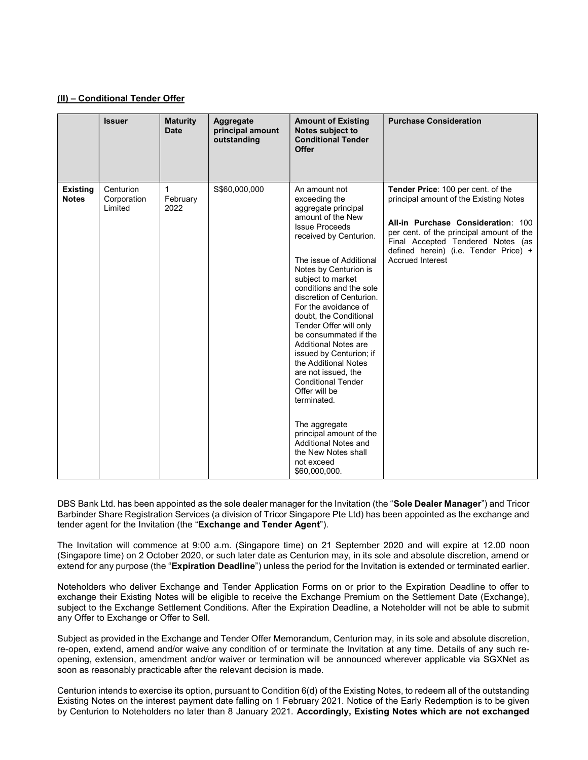**(II) – Conditional Tender Offer**

| | Issuer | Maturity Date | Aggregate principal amount outstanding | Amount of Existing Notes subject to Conditional Tender Offer | Purchase Consideration |
|---|---|---|---|---|---|
| **Existing Notes** | Centurion Corporation Limited | 1 February 2022 | S$60,000,000 | An amount not exceeding the aggregate principal amount of the New Issue Proceeds received by Centurion.<br><br>The issue of Additional Notes by Centurion is subject to market conditions and the sole discretion of Centurion. For the avoidance of doubt, the Conditional Tender Offer will only be consummated if the Additional Notes are issued by Centurion; if the Additional Notes are not issued, the Conditional Tender Offer will be terminated.<br><br>The aggregate principal amount of the Additional Notes and the New Notes shall not exceed $60,000,000. | **Tender Price**: 100 per cent. of the principal amount of the Existing Notes<br><br>**All-in Purchase Consideration**: 100 per cent. of the principal amount of the Final Accepted Tendered Notes (as defined herein) (i.e. Tender Price) + Accrued Interest |

DBS Bank Ltd. has been appointed as the sole dealer manager for the Invitation (the "**Sole Dealer Manager**") and Tricor Barbinder Share Registration Services (a division of Tricor Singapore Pte Ltd) has been appointed as the exchange and tender agent for the Invitation (the "**Exchange and Tender Agent**").

The Invitation will commence at 9:00 a.m. (Singapore time) on 21 September 2020 and will expire at 12.00 noon (Singapore time) on 2 October 2020, or such later date as Centurion may, in its sole and absolute discretion, amend or extend for any purpose (the "**Expiration Deadline**") unless the period for the Invitation is extended or terminated earlier.

Noteholders who deliver Exchange and Tender Application Forms on or prior to the Expiration Deadline to offer to exchange their Existing Notes will be eligible to receive the Exchange Premium on the Settlement Date (Exchange), subject to the Exchange Settlement Conditions. After the Expiration Deadline, a Noteholder will not be able to submit any Offer to Exchange or Offer to Sell.

Subject as provided in the Exchange and Tender Offer Memorandum, Centurion may, in its sole and absolute discretion, re-open, extend, amend and/or waive any condition of or terminate the Invitation at any time. Details of any such re-opening, extension, amendment and/or waiver or termination will be announced wherever applicable via SGXNet as soon as reasonably practicable after the relevant decision is made.

Centurion intends to exercise its option, pursuant to Condition 6(d) of the Existing Notes, to redeem all of the outstanding Existing Notes on the interest payment date falling on 1 February 2021. Notice of the Early Redemption is to be given by Centurion to Noteholders no later than 8 January 2021. **Accordingly, Existing Notes which are not exchanged**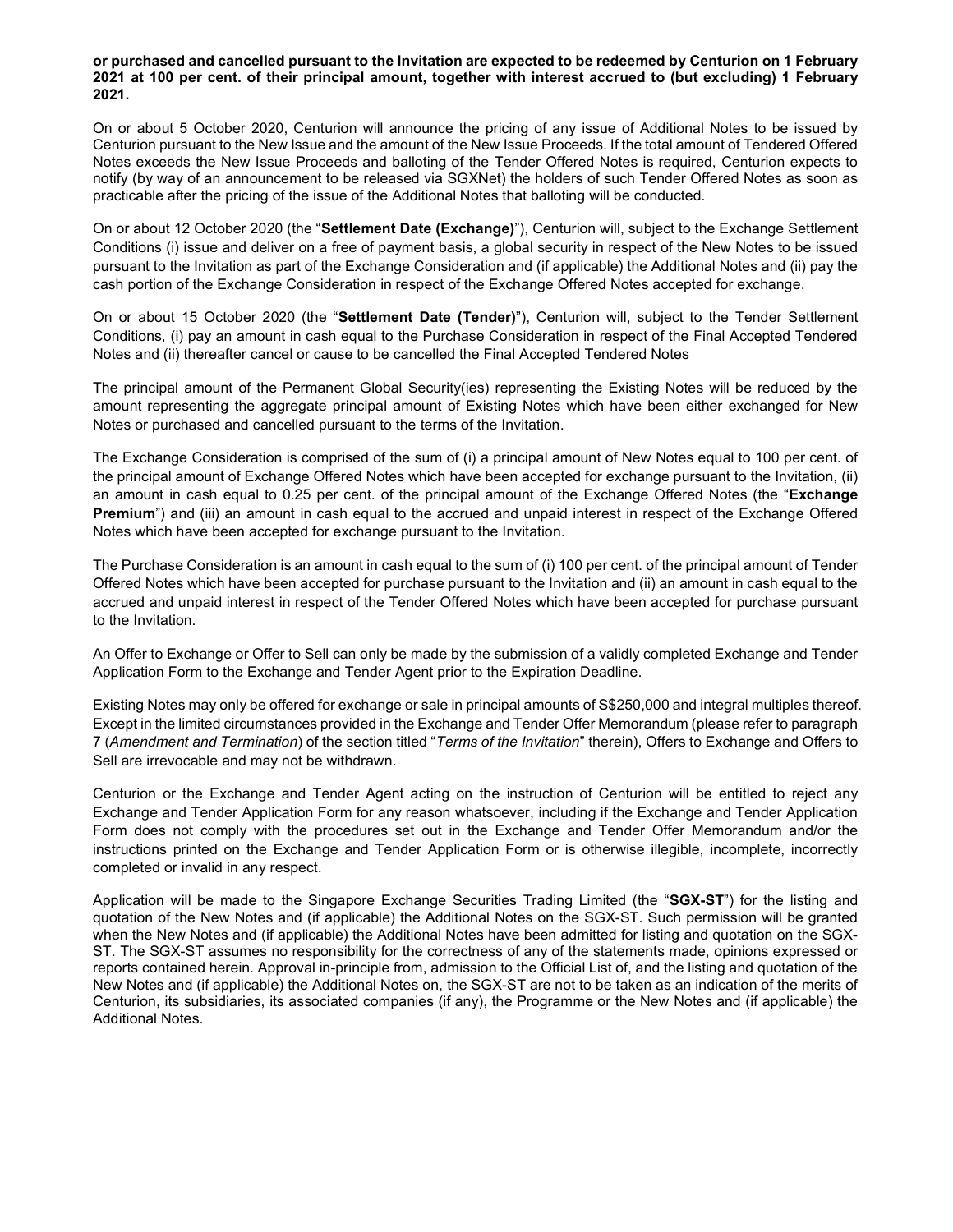**or purchased and cancelled pursuant to the Invitation are expected to be redeemed by Centurion on 1 February 2021 at 100 per cent. of their principal amount, together with interest accrued to (but excluding) 1 February 2021.**

On or about 5 October 2020, Centurion will announce the pricing of any issue of Additional Notes to be issued by Centurion pursuant to the New Issue and the amount of the New Issue Proceeds. If the total amount of Tendered Offered Notes exceeds the New Issue Proceeds and balloting of the Tender Offered Notes is required, Centurion expects to notify (by way of an announcement to be released via SGXNet) the holders of such Tender Offered Notes as soon as practicable after the pricing of the issue of the Additional Notes that balloting will be conducted.

On or about 12 October 2020 (the "**Settlement Date (Exchange)**"), Centurion will, subject to the Exchange Settlement Conditions (i) issue and deliver on a free of payment basis, a global security in respect of the New Notes to be issued pursuant to the Invitation as part of the Exchange Consideration and (if applicable) the Additional Notes and (ii) pay the cash portion of the Exchange Consideration in respect of the Exchange Offered Notes accepted for exchange.

On or about 15 October 2020 (the "**Settlement Date (Tender)**"), Centurion will, subject to the Tender Settlement Conditions, (i) pay an amount in cash equal to the Purchase Consideration in respect of the Final Accepted Tendered Notes and (ii) thereafter cancel or cause to be cancelled the Final Accepted Tendered Notes

The principal amount of the Permanent Global Security(ies) representing the Existing Notes will be reduced by the amount representing the aggregate principal amount of Existing Notes which have been either exchanged for New Notes or purchased and cancelled pursuant to the terms of the Invitation.

The Exchange Consideration is comprised of the sum of (i) a principal amount of New Notes equal to 100 per cent. of the principal amount of Exchange Offered Notes which have been accepted for exchange pursuant to the Invitation, (ii) an amount in cash equal to 0.25 per cent. of the principal amount of the Exchange Offered Notes (the "**Exchange Premium**") and (iii) an amount in cash equal to the accrued and unpaid interest in respect of the Exchange Offered Notes which have been accepted for exchange pursuant to the Invitation.

The Purchase Consideration is an amount in cash equal to the sum of (i) 100 per cent. of the principal amount of Tender Offered Notes which have been accepted for purchase pursuant to the Invitation and (ii) an amount in cash equal to the accrued and unpaid interest in respect of the Tender Offered Notes which have been accepted for purchase pursuant to the Invitation.

An Offer to Exchange or Offer to Sell can only be made by the submission of a validly completed Exchange and Tender Application Form to the Exchange and Tender Agent prior to the Expiration Deadline.

Existing Notes may only be offered for exchange or sale in principal amounts of S$250,000 and integral multiples thereof. Except in the limited circumstances provided in the Exchange and Tender Offer Memorandum (please refer to paragraph 7 (*Amendment and Termination*) of the section titled "*Terms of the Invitation*" therein), Offers to Exchange and Offers to Sell are irrevocable and may not be withdrawn.

Centurion or the Exchange and Tender Agent acting on the instruction of Centurion will be entitled to reject any Exchange and Tender Application Form for any reason whatsoever, including if the Exchange and Tender Application Form does not comply with the procedures set out in the Exchange and Tender Offer Memorandum and/or the instructions printed on the Exchange and Tender Application Form or is otherwise illegible, incomplete, incorrectly completed or invalid in any respect.

Application will be made to the Singapore Exchange Securities Trading Limited (the "**SGX-ST**") for the listing and quotation of the New Notes and (if applicable) the Additional Notes on the SGX-ST. Such permission will be granted when the New Notes and (if applicable) the Additional Notes have been admitted for listing and quotation on the SGX-ST. The SGX-ST assumes no responsibility for the correctness of any of the statements made, opinions expressed or reports contained herein. Approval in-principle from, admission to the Official List of, and the listing and quotation of the New Notes and (if applicable) the Additional Notes on, the SGX-ST are not to be taken as an indication of the merits of Centurion, its subsidiaries, its associated companies (if any), the Programme or the New Notes and (if applicable) the Additional Notes.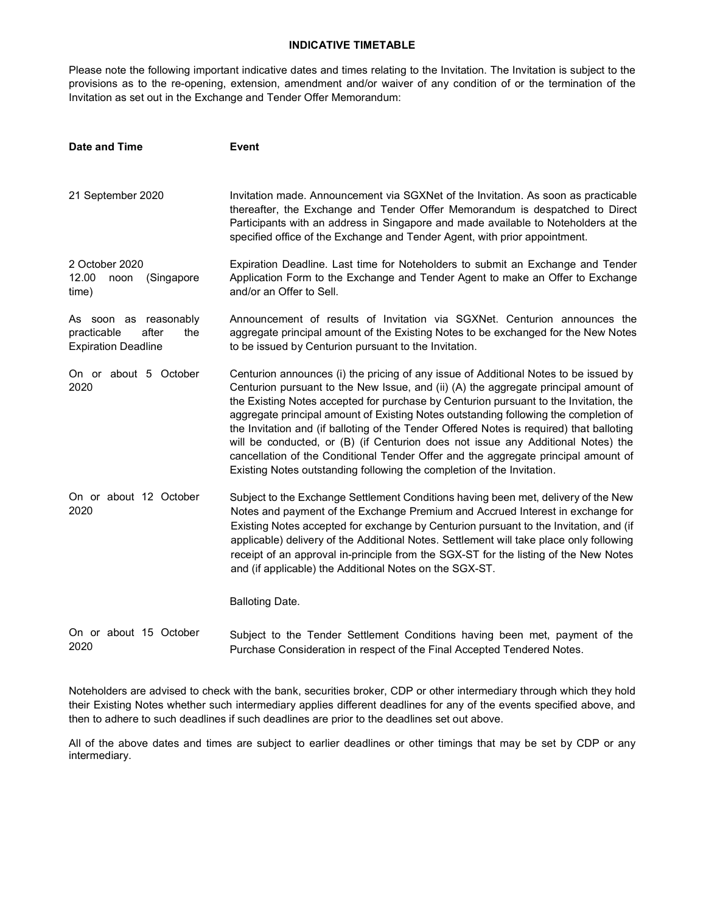## INDICATIVE TIMETABLE

Please note the following important indicative dates and times relating to the Invitation. The Invitation is subject to the provisions as to the re-opening, extension, amendment and/or waiver of any condition of or the termination of the Invitation as set out in the Exchange and Tender Offer Memorandum:

| Date and Time | Event |
|---|---|
| 21 September 2020 | Invitation made. Announcement via SGXNet of the Invitation. As soon as practicable thereafter, the Exchange and Tender Offer Memorandum is despatched to Direct Participants with an address in Singapore and made available to Noteholders at the specified office of the Exchange and Tender Agent, with prior appointment. |
| 2 October 2020 12.00 noon (Singapore time) | Expiration Deadline. Last time for Noteholders to submit an Exchange and Tender Application Form to the Exchange and Tender Agent to make an Offer to Exchange and/or an Offer to Sell. |
| As soon as reasonably practicable after the Expiration Deadline | Announcement of results of Invitation via SGXNet. Centurion announces the aggregate principal amount of the Existing Notes to be exchanged for the New Notes to be issued by Centurion pursuant to the Invitation. |
| On or about 5 October 2020 | Centurion announces (i) the pricing of any issue of Additional Notes to be issued by Centurion pursuant to the New Issue, and (ii) (A) the aggregate principal amount of the Existing Notes accepted for purchase by Centurion pursuant to the Invitation, the aggregate principal amount of Existing Notes outstanding following the completion of the Invitation and (if balloting of the Tender Offered Notes is required) that balloting will be conducted, or (B) (if Centurion does not issue any Additional Notes) the cancellation of the Conditional Tender Offer and the aggregate principal amount of Existing Notes outstanding following the completion of the Invitation. |
| On or about 12 October 2020 | Subject to the Exchange Settlement Conditions having been met, delivery of the New Notes and payment of the Exchange Premium and Accrued Interest in exchange for Existing Notes accepted for exchange by Centurion pursuant to the Invitation, and (if applicable) delivery of the Additional Notes. Settlement will take place only following receipt of an approval in-principle from the SGX-ST for the listing of the New Notes and (if applicable) the Additional Notes on the SGX-ST.<br><br>Balloting Date. |
| On or about 15 October 2020 | Subject to the Tender Settlement Conditions having been met, payment of the Purchase Consideration in respect of the Final Accepted Tendered Notes. |

Noteholders are advised to check with the bank, securities broker, CDP or other intermediary through which they hold their Existing Notes whether such intermediary applies different deadlines for any of the events specified above, and then to adhere to such deadlines if such deadlines are prior to the deadlines set out above.

All of the above dates and times are subject to earlier deadlines or other timings that may be set by CDP or any intermediary.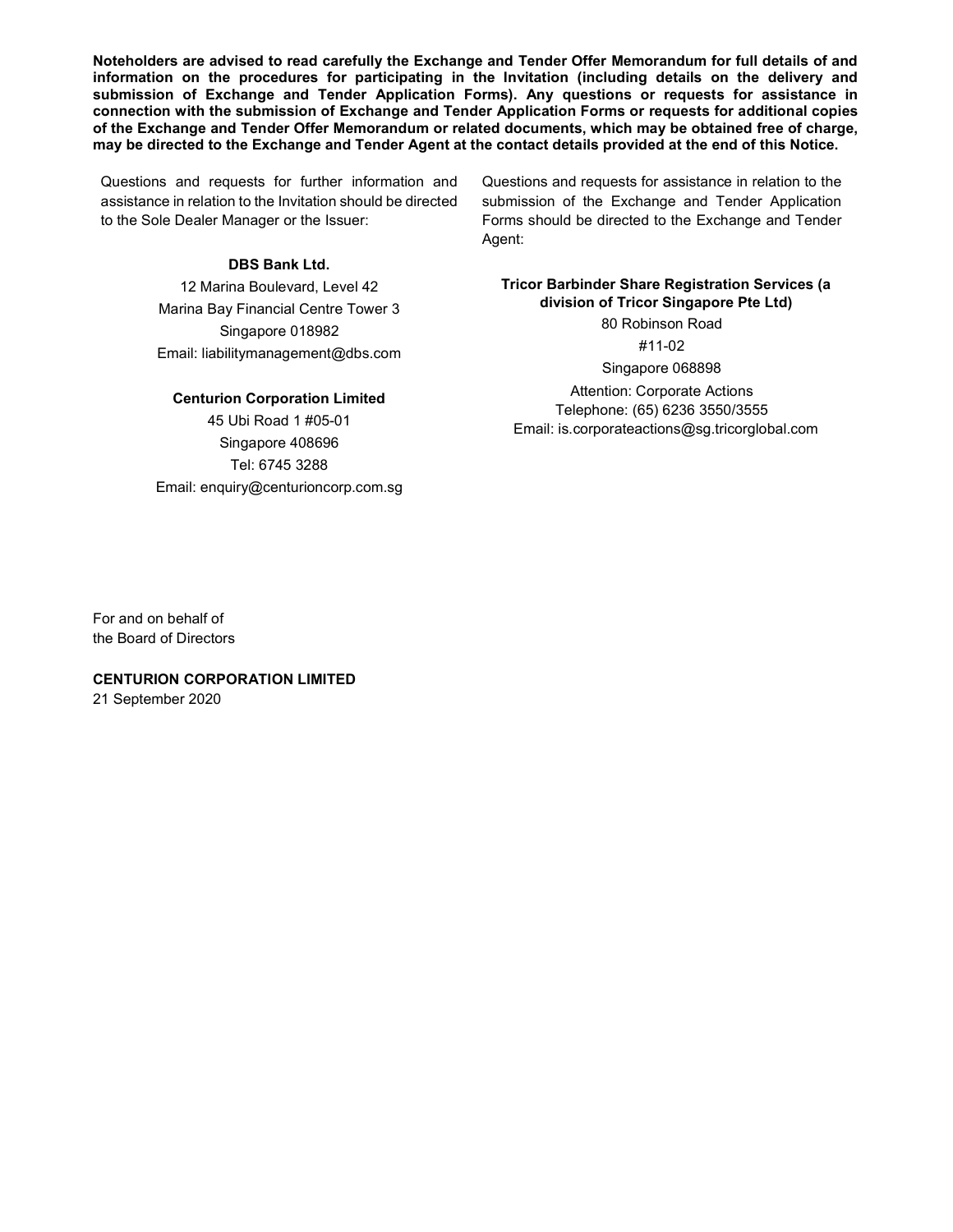**Noteholders are advised to read carefully the Exchange and Tender Offer Memorandum for full details of and information on the procedures for participating in the Invitation (including details on the delivery and submission of Exchange and Tender Application Forms). Any questions or requests for assistance in connection with the submission of Exchange and Tender Application Forms or requests for additional copies of the Exchange and Tender Offer Memorandum or related documents, which may be obtained free of charge, may be directed to the Exchange and Tender Agent at the contact details provided at the end of this Notice.**

Questions and requests for further information and assistance in relation to the Invitation should be directed to the Sole Dealer Manager or the Issuer:

**DBS Bank Ltd.**
12 Marina Boulevard, Level 42
Marina Bay Financial Centre Tower 3
Singapore 018982
Email: liabilitymanagement@dbs.com

**Centurion Corporation Limited**
45 Ubi Road 1 #05-01
Singapore 408696
Tel: 6745 3288
Email: enquiry@centurioncorp.com.sg

Questions and requests for assistance in relation to the submission of the Exchange and Tender Application Forms should be directed to the Exchange and Tender Agent:

**Tricor Barbinder Share Registration Services (a division of Tricor Singapore Pte Ltd)**
80 Robinson Road
#11-02
Singapore 068898
Attention: Corporate Actions
Telephone: (65) 6236 3550/3555
Email: is.corporateactions@sg.tricorglobal.com

For and on behalf of
the Board of Directors

**CENTURION CORPORATION LIMITED**
21 September 2020